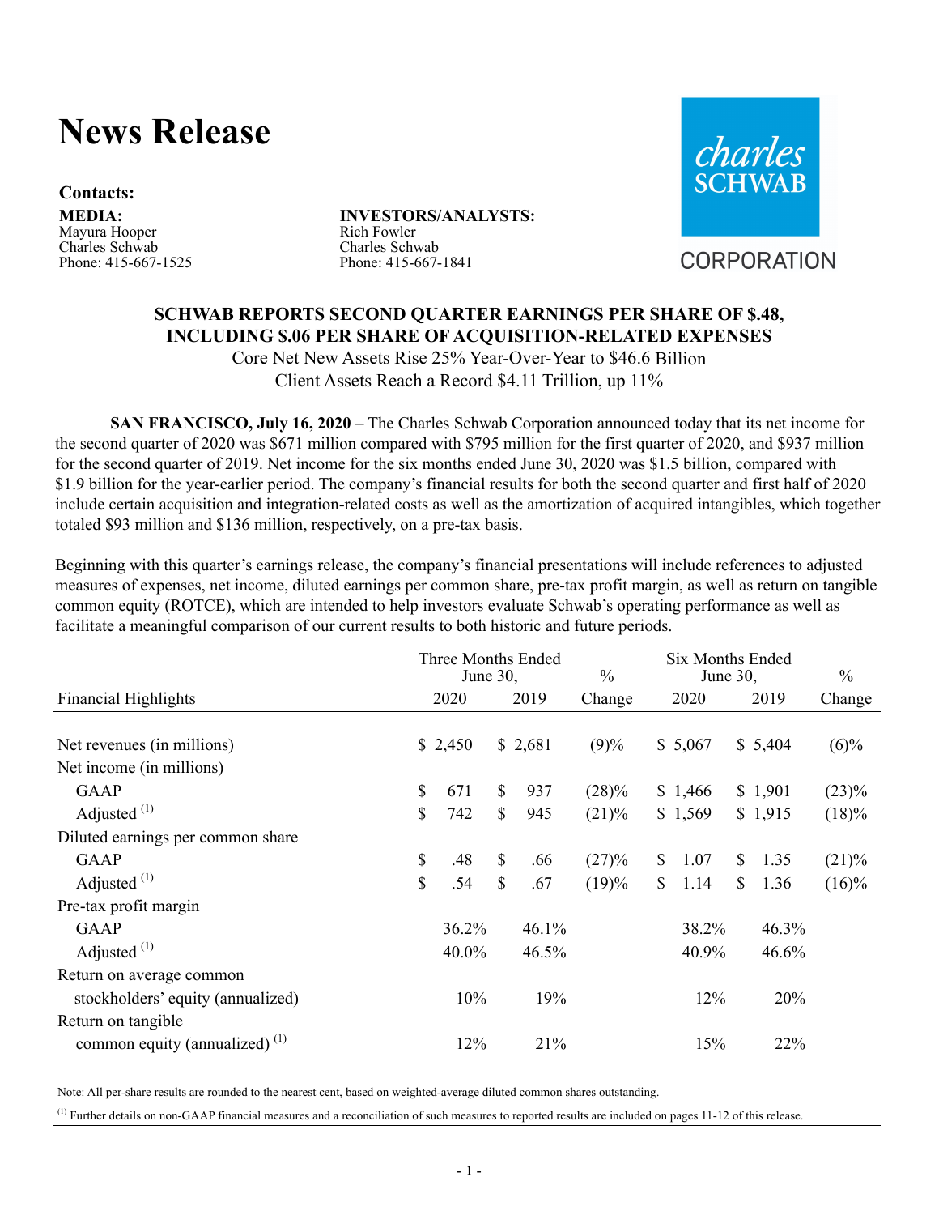# News Release

**Contacts:**

**MEDIA:**
Mayura Hooper
Charles Schwab
Phone: 415-667-1525

**INVESTORS/ANALYSTS:**
Rich Fowler
Charles Schwab
Phone: 415-667-1841

charles SCHWAB CORPORATION

**SCHWAB REPORTS SECOND QUARTER EARNINGS PER SHARE OF $.48, INCLUDING $.06 PER SHARE OF ACQUISITION-RELATED EXPENSES**

Core Net New Assets Rise 25% Year-Over-Year to $46.6 Billion
Client Assets Reach a Record $4.11 Trillion, up 11%

**SAN FRANCISCO, July 16, 2020** – The Charles Schwab Corporation announced today that its net income for the second quarter of 2020 was $671 million compared with $795 million for the first quarter of 2020, and $937 million for the second quarter of 2019. Net income for the six months ended June 30, 2020 was $1.5 billion, compared with $1.9 billion for the year-earlier period. The company's financial results for both the second quarter and first half of 2020 include certain acquisition and integration-related costs as well as the amortization of acquired intangibles, which together totaled $93 million and $136 million, respectively, on a pre-tax basis.

Beginning with this quarter's earnings release, the company's financial presentations will include references to adjusted measures of expenses, net income, diluted earnings per common share, pre-tax profit margin, as well as return on tangible common equity (ROTCE), which are intended to help investors evaluate Schwab's operating performance as well as facilitate a meaningful comparison of our current results to both historic and future periods.

| | Three Months Ended June 30, | | % | Six Months Ended June 30, | | % |
|---|---|---|---|---|---|---|
| Financial Highlights | 2020 | 2019 | Change | 2020 | 2019 | Change |
| Net revenues (in millions) | $ 2,450 | $ 2,681 | (9)% | $ 5,067 | $ 5,404 | (6)% |
| Net income (in millions) | | | | | | |
| GAAP | $ 671 | $ 937 | (28)% | $ 1,466 | $ 1,901 | (23)% |
| Adjusted [(1)] | $ 742 | $ 945 | (21)% | $ 1,569 | $ 1,915 | (18)% |
| Diluted earnings per common share | | | | | | |
| GAAP | $ .48 | $ .66 | (27)% | $ 1.07 | $ 1.35 | (21)% |
| Adjusted [(1)] | $ .54 | $ .67 | (19)% | $ 1.14 | $ 1.36 | (16)% |
| Pre-tax profit margin | | | | | | |
| GAAP | 36.2% | 46.1% | | 38.2% | 46.3% | |
| Adjusted [(1)] | 40.0% | 46.5% | | 40.9% | 46.6% | |
| Return on average common stockholders' equity (annualized) | 10% | 19% | | 12% | 20% | |
| Return on tangible common equity (annualized) [(1)] | 12% | 21% | | 15% | 22% | |

Note: All per-share results are rounded to the nearest cent, based on weighted-average diluted common shares outstanding.

[(1)] Further details on non-GAAP financial measures and a reconciliation of such measures to reported results are included on pages 11-12 of this release.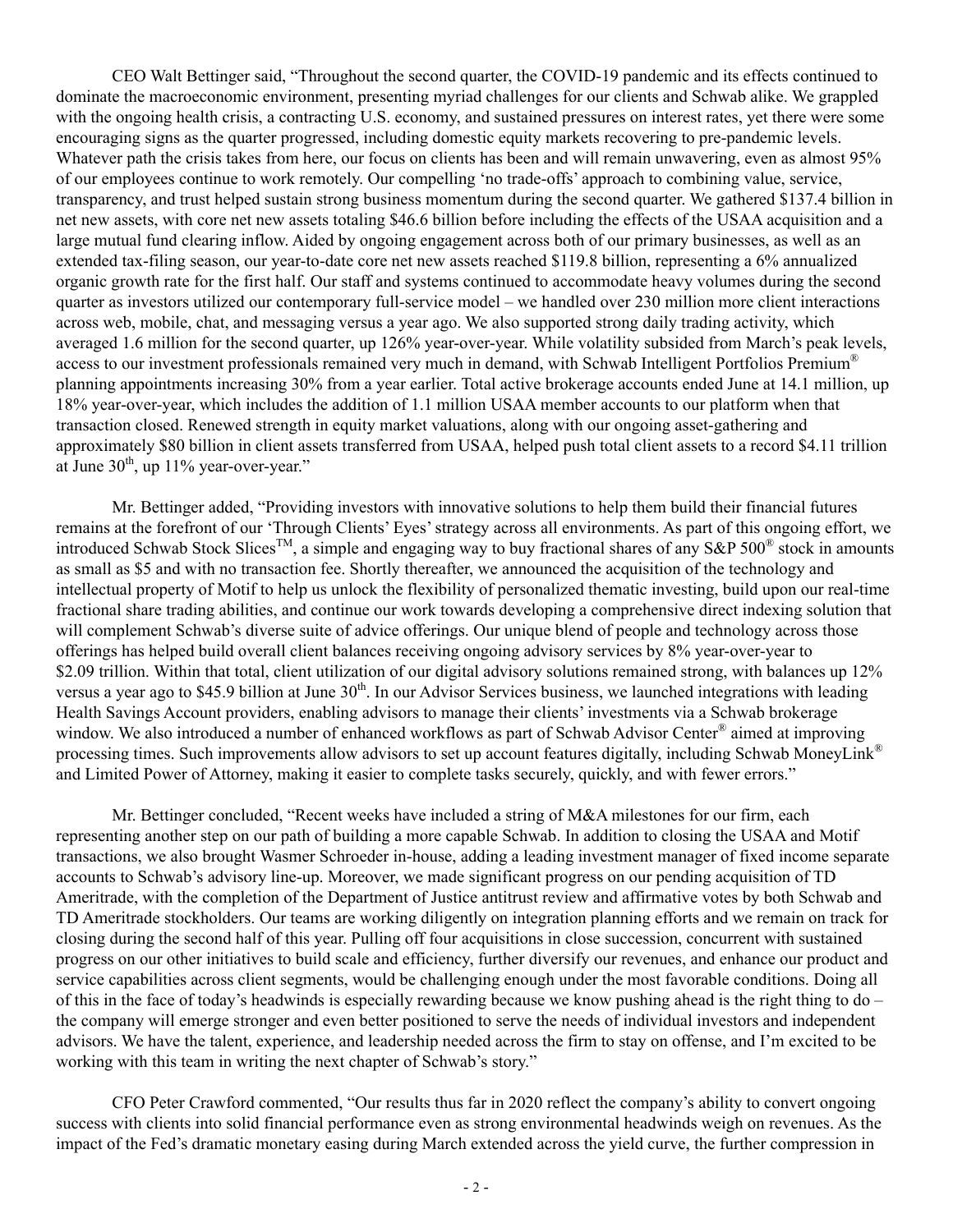CEO Walt Bettinger said, "Throughout the second quarter, the COVID-19 pandemic and its effects continued to dominate the macroeconomic environment, presenting myriad challenges for our clients and Schwab alike. We grappled with the ongoing health crisis, a contracting U.S. economy, and sustained pressures on interest rates, yet there were some encouraging signs as the quarter progressed, including domestic equity markets recovering to pre-pandemic levels. Whatever path the crisis takes from here, our focus on clients has been and will remain unwavering, even as almost 95% of our employees continue to work remotely. Our compelling 'no trade-offs' approach to combining value, service, transparency, and trust helped sustain strong business momentum during the second quarter. We gathered $137.4 billion in net new assets, with core net new assets totaling $46.6 billion before including the effects of the USAA acquisition and a large mutual fund clearing inflow. Aided by ongoing engagement across both of our primary businesses, as well as an extended tax-filing season, our year-to-date core net new assets reached $119.8 billion, representing a 6% annualized organic growth rate for the first half. Our staff and systems continued to accommodate heavy volumes during the second quarter as investors utilized our contemporary full-service model – we handled over 230 million more client interactions across web, mobile, chat, and messaging versus a year ago. We also supported strong daily trading activity, which averaged 1.6 million for the second quarter, up 126% year-over-year. While volatility subsided from March's peak levels, access to our investment professionals remained very much in demand, with Schwab Intelligent Portfolios Premium® planning appointments increasing 30% from a year earlier. Total active brokerage accounts ended June at 14.1 million, up 18% year-over-year, which includes the addition of 1.1 million USAA member accounts to our platform when that transaction closed. Renewed strength in equity market valuations, along with our ongoing asset-gathering and approximately $80 billion in client assets transferred from USAA, helped push total client assets to a record $4.11 trillion at June 30th, up 11% year-over-year."

Mr. Bettinger added, "Providing investors with innovative solutions to help them build their financial futures remains at the forefront of our 'Through Clients' Eyes' strategy across all environments. As part of this ongoing effort, we introduced Schwab Stock Slices™, a simple and engaging way to buy fractional shares of any S&P 500® stock in amounts as small as $5 and with no transaction fee. Shortly thereafter, we announced the acquisition of the technology and intellectual property of Motif to help us unlock the flexibility of personalized thematic investing, build upon our real-time fractional share trading abilities, and continue our work towards developing a comprehensive direct indexing solution that will complement Schwab's diverse suite of advice offerings. Our unique blend of people and technology across those offerings has helped build overall client balances receiving ongoing advisory services by 8% year-over-year to $2.09 trillion. Within that total, client utilization of our digital advisory solutions remained strong, with balances up 12% versus a year ago to $45.9 billion at June 30th. In our Advisor Services business, we launched integrations with leading Health Savings Account providers, enabling advisors to manage their clients' investments via a Schwab brokerage window. We also introduced a number of enhanced workflows as part of Schwab Advisor Center® aimed at improving processing times. Such improvements allow advisors to set up account features digitally, including Schwab MoneyLink® and Limited Power of Attorney, making it easier to complete tasks securely, quickly, and with fewer errors."

Mr. Bettinger concluded, "Recent weeks have included a string of M&A milestones for our firm, each representing another step on our path of building a more capable Schwab. In addition to closing the USAA and Motif transactions, we also brought Wasmer Schroeder in-house, adding a leading investment manager of fixed income separate accounts to Schwab's advisory line-up. Moreover, we made significant progress on our pending acquisition of TD Ameritrade, with the completion of the Department of Justice antitrust review and affirmative votes by both Schwab and TD Ameritrade stockholders. Our teams are working diligently on integration planning efforts and we remain on track for closing during the second half of this year. Pulling off four acquisitions in close succession, concurrent with sustained progress on our other initiatives to build scale and efficiency, further diversify our revenues, and enhance our product and service capabilities across client segments, would be challenging enough under the most favorable conditions. Doing all of this in the face of today's headwinds is especially rewarding because we know pushing ahead is the right thing to do – the company will emerge stronger and even better positioned to serve the needs of individual investors and independent advisors. We have the talent, experience, and leadership needed across the firm to stay on offense, and I'm excited to be working with this team in writing the next chapter of Schwab's story."

CFO Peter Crawford commented, "Our results thus far in 2020 reflect the company's ability to convert ongoing success with clients into solid financial performance even as strong environmental headwinds weigh on revenues. As the impact of the Fed's dramatic monetary easing during March extended across the yield curve, the further compression in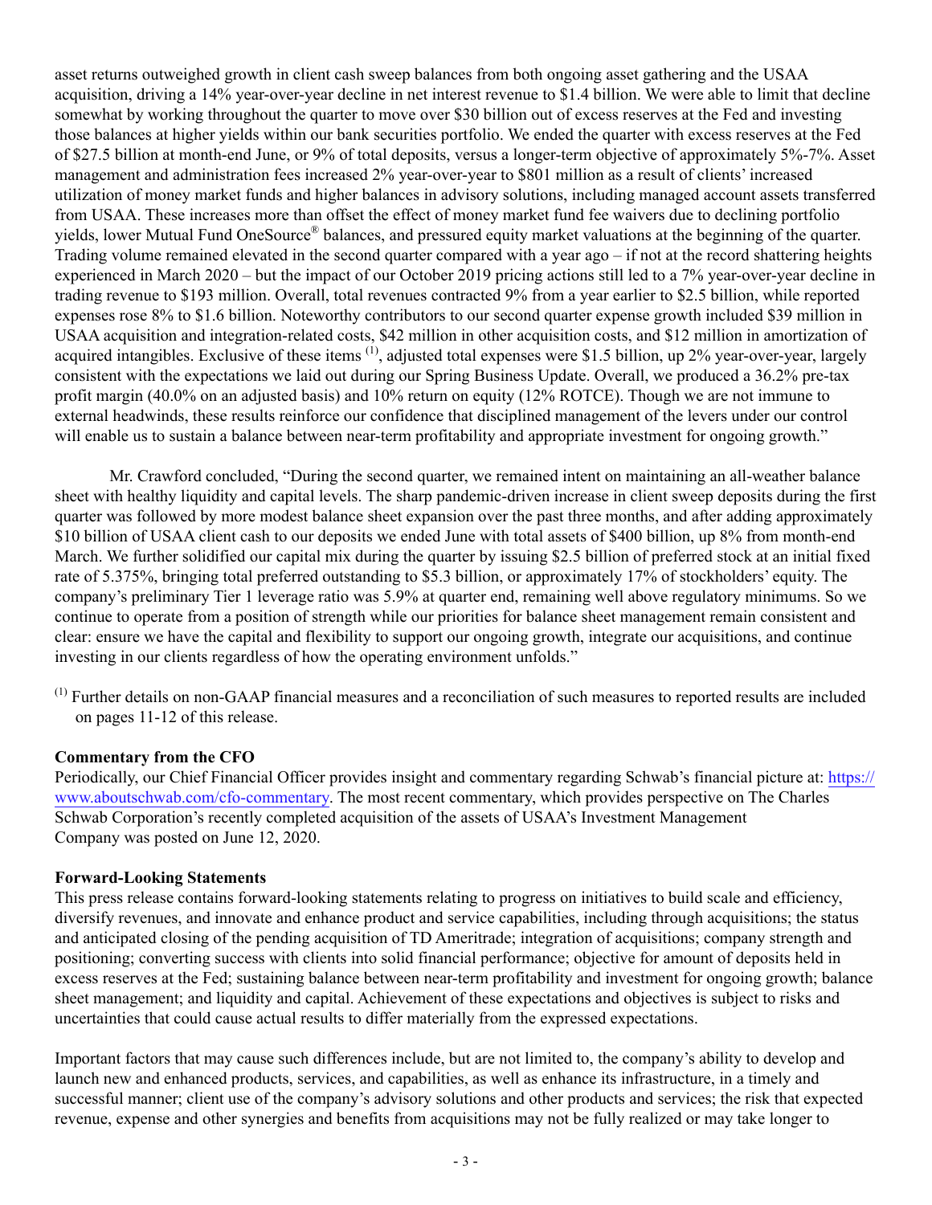asset returns outweighed growth in client cash sweep balances from both ongoing asset gathering and the USAA acquisition, driving a 14% year-over-year decline in net interest revenue to $1.4 billion. We were able to limit that decline somewhat by working throughout the quarter to move over $30 billion out of excess reserves at the Fed and investing those balances at higher yields within our bank securities portfolio. We ended the quarter with excess reserves at the Fed of $27.5 billion at month-end June, or 9% of total deposits, versus a longer-term objective of approximately 5%-7%. Asset management and administration fees increased 2% year-over-year to $801 million as a result of clients' increased utilization of money market funds and higher balances in advisory solutions, including managed account assets transferred from USAA. These increases more than offset the effect of money market fund fee waivers due to declining portfolio yields, lower Mutual Fund OneSource® balances, and pressured equity market valuations at the beginning of the quarter. Trading volume remained elevated in the second quarter compared with a year ago – if not at the record shattering heights experienced in March 2020 – but the impact of our October 2019 pricing actions still led to a 7% year-over-year decline in trading revenue to $193 million. Overall, total revenues contracted 9% from a year earlier to $2.5 billion, while reported expenses rose 8% to $1.6 billion. Noteworthy contributors to our second quarter expense growth included $39 million in USAA acquisition and integration-related costs, $42 million in other acquisition costs, and $12 million in amortization of acquired intangibles. Exclusive of these items [(1)], adjusted total expenses were $1.5 billion, up 2% year-over-year, largely consistent with the expectations we laid out during our Spring Business Update. Overall, we produced a 36.2% pre-tax profit margin (40.0% on an adjusted basis) and 10% return on equity (12% ROTCE). Though we are not immune to external headwinds, these results reinforce our confidence that disciplined management of the levers under our control will enable us to sustain a balance between near-term profitability and appropriate investment for ongoing growth."

Mr. Crawford concluded, "During the second quarter, we remained intent on maintaining an all-weather balance sheet with healthy liquidity and capital levels. The sharp pandemic-driven increase in client sweep deposits during the first quarter was followed by more modest balance sheet expansion over the past three months, and after adding approximately $10 billion of USAA client cash to our deposits we ended June with total assets of $400 billion, up 8% from month-end March. We further solidified our capital mix during the quarter by issuing $2.5 billion of preferred stock at an initial fixed rate of 5.375%, bringing total preferred outstanding to $5.3 billion, or approximately 17% of stockholders' equity. The company's preliminary Tier 1 leverage ratio was 5.9% at quarter end, remaining well above regulatory minimums. So we continue to operate from a position of strength while our priorities for balance sheet management remain consistent and clear: ensure we have the capital and flexibility to support our ongoing growth, integrate our acquisitions, and continue investing in our clients regardless of how the operating environment unfolds."

[(1)] Further details on non-GAAP financial measures and a reconciliation of such measures to reported results are included on pages 11-12 of this release.

**Commentary from the CFO**

Periodically, our Chief Financial Officer provides insight and commentary regarding Schwab's financial picture at: https://www.aboutschwab.com/cfo-commentary. The most recent commentary, which provides perspective on The Charles Schwab Corporation's recently completed acquisition of the assets of USAA's Investment Management Company was posted on June 12, 2020.

**Forward-Looking Statements**

This press release contains forward-looking statements relating to progress on initiatives to build scale and efficiency, diversify revenues, and innovate and enhance product and service capabilities, including through acquisitions; the status and anticipated closing of the pending acquisition of TD Ameritrade; integration of acquisitions; company strength and positioning; converting success with clients into solid financial performance; objective for amount of deposits held in excess reserves at the Fed; sustaining balance between near-term profitability and investment for ongoing growth; balance sheet management; and liquidity and capital. Achievement of these expectations and objectives is subject to risks and uncertainties that could cause actual results to differ materially from the expressed expectations.

Important factors that may cause such differences include, but are not limited to, the company's ability to develop and launch new and enhanced products, services, and capabilities, as well as enhance its infrastructure, in a timely and successful manner; client use of the company's advisory solutions and other products and services; the risk that expected revenue, expense and other synergies and benefits from acquisitions may not be fully realized or may take longer to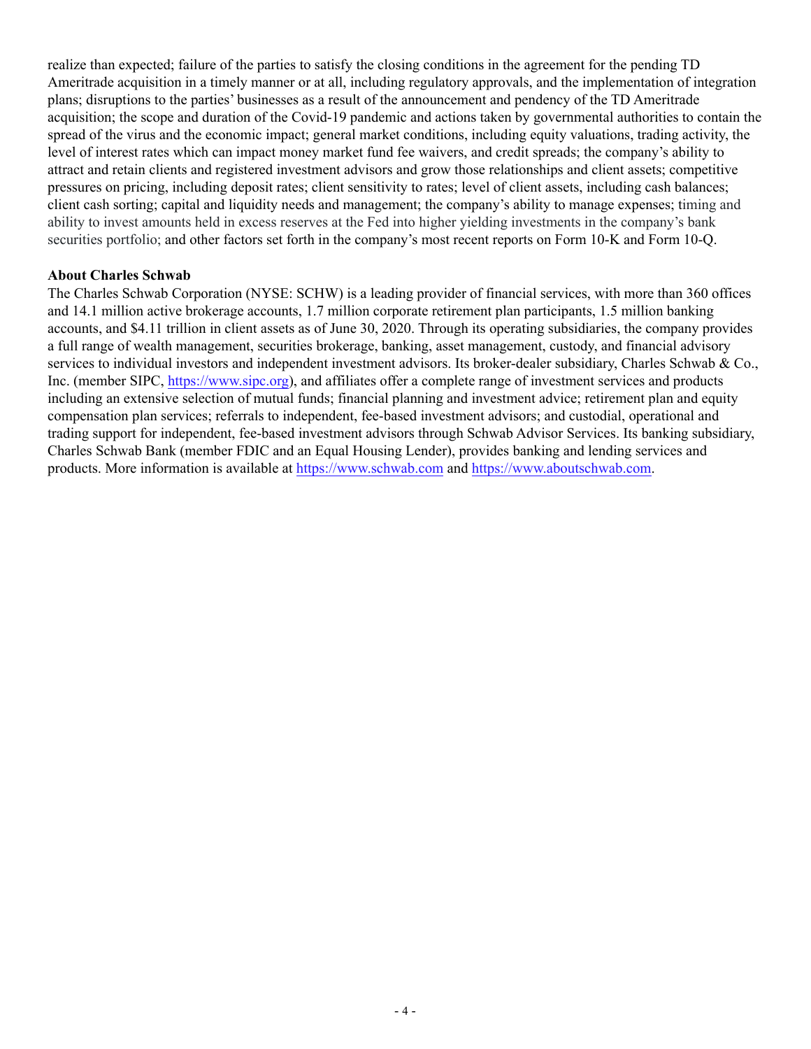realize than expected; failure of the parties to satisfy the closing conditions in the agreement for the pending TD Ameritrade acquisition in a timely manner or at all, including regulatory approvals, and the implementation of integration plans; disruptions to the parties' businesses as a result of the announcement and pendency of the TD Ameritrade acquisition; the scope and duration of the Covid-19 pandemic and actions taken by governmental authorities to contain the spread of the virus and the economic impact; general market conditions, including equity valuations, trading activity, the level of interest rates which can impact money market fund fee waivers, and credit spreads; the company's ability to attract and retain clients and registered investment advisors and grow those relationships and client assets; competitive pressures on pricing, including deposit rates; client sensitivity to rates; level of client assets, including cash balances; client cash sorting; capital and liquidity needs and management; the company's ability to manage expenses; timing and ability to invest amounts held in excess reserves at the Fed into higher yielding investments in the company's bank securities portfolio; and other factors set forth in the company's most recent reports on Form 10-K and Form 10-Q.

**About Charles Schwab**

The Charles Schwab Corporation (NYSE: SCHW) is a leading provider of financial services, with more than 360 offices and 14.1 million active brokerage accounts, 1.7 million corporate retirement plan participants, 1.5 million banking accounts, and $4.11 trillion in client assets as of June 30, 2020. Through its operating subsidiaries, the company provides a full range of wealth management, securities brokerage, banking, asset management, custody, and financial advisory services to individual investors and independent investment advisors. Its broker-dealer subsidiary, Charles Schwab & Co., Inc. (member SIPC, https://www.sipc.org), and affiliates offer a complete range of investment services and products including an extensive selection of mutual funds; financial planning and investment advice; retirement plan and equity compensation plan services; referrals to independent, fee-based investment advisors; and custodial, operational and trading support for independent, fee-based investment advisors through Schwab Advisor Services. Its banking subsidiary, Charles Schwab Bank (member FDIC and an Equal Housing Lender), provides banking and lending services and products. More information is available at https://www.schwab.com and https://www.aboutschwab.com.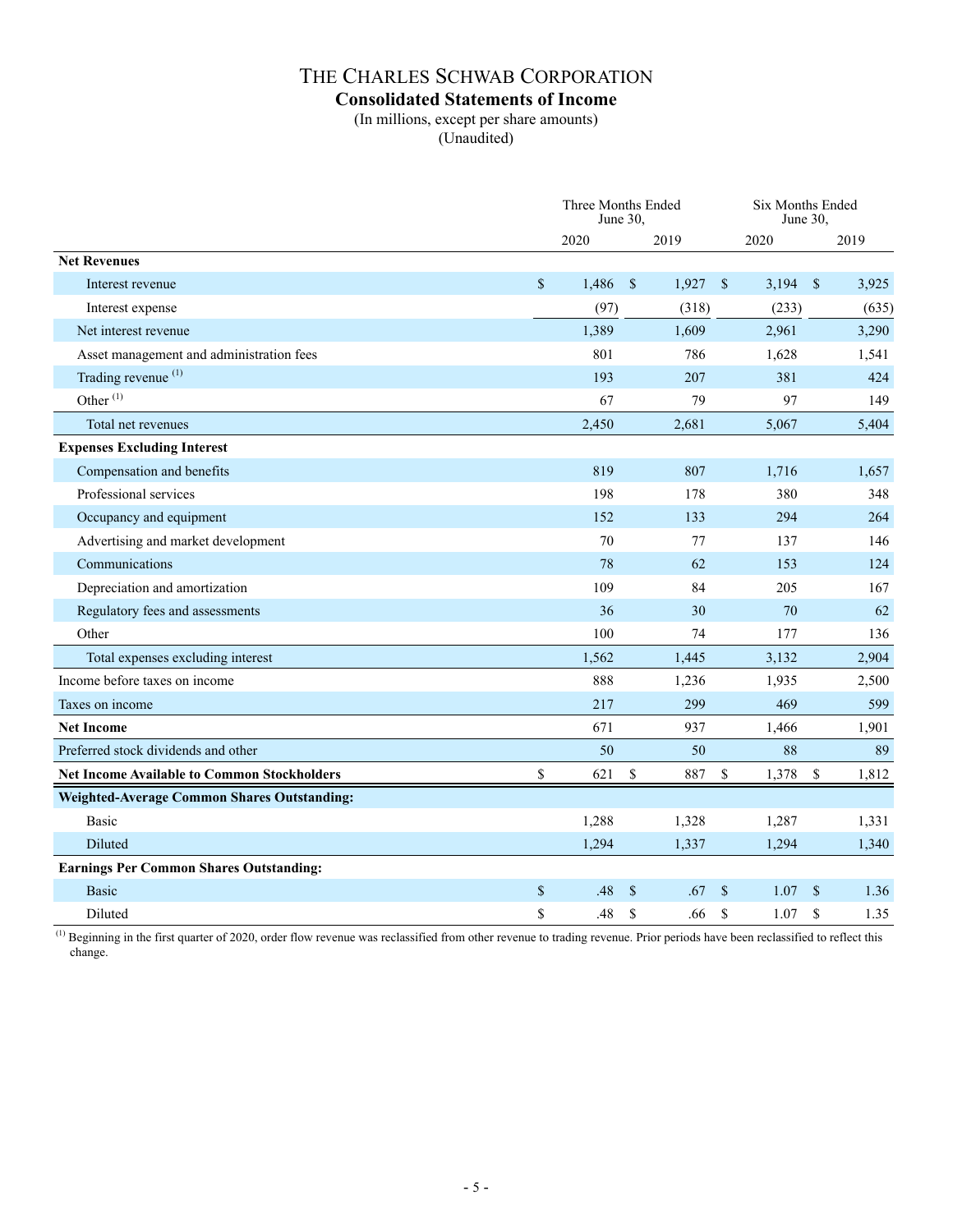# THE CHARLES SCHWAB CORPORATION

## Consolidated Statements of Income

(In millions, except per share amounts)
(Unaudited)

| | Three Months Ended June 30, | | Six Months Ended June 30, | |
|---|---|---|---|---|
| | 2020 | 2019 | 2020 | 2019 |
| **Net Revenues** | | | | |
| Interest revenue | $ 1,486 | $ 1,927 | $ 3,194 | $ 3,925 |
| Interest expense | (97) | (318) | (233) | (635) |
| Net interest revenue | 1,389 | 1,609 | 2,961 | 3,290 |
| Asset management and administration fees | 801 | 786 | 1,628 | 1,541 |
| Trading revenue [(1)] | 193 | 207 | 381 | 424 |
| Other [(1)] | 67 | 79 | 97 | 149 |
| Total net revenues | 2,450 | 2,681 | 5,067 | 5,404 |
| **Expenses Excluding Interest** | | | | |
| Compensation and benefits | 819 | 807 | 1,716 | 1,657 |
| Professional services | 198 | 178 | 380 | 348 |
| Occupancy and equipment | 152 | 133 | 294 | 264 |
| Advertising and market development | 70 | 77 | 137 | 146 |
| Communications | 78 | 62 | 153 | 124 |
| Depreciation and amortization | 109 | 84 | 205 | 167 |
| Regulatory fees and assessments | 36 | 30 | 70 | 62 |
| Other | 100 | 74 | 177 | 136 |
| Total expenses excluding interest | 1,562 | 1,445 | 3,132 | 2,904 |
| Income before taxes on income | 888 | 1,236 | 1,935 | 2,500 |
| Taxes on income | 217 | 299 | 469 | 599 |
| **Net Income** | 671 | 937 | 1,466 | 1,901 |
| Preferred stock dividends and other | 50 | 50 | 88 | 89 |
| **Net Income Available to Common Stockholders** | $ 621 | $ 887 | $ 1,378 | $ 1,812 |
| **Weighted-Average Common Shares Outstanding:** | | | | |
| Basic | 1,288 | 1,328 | 1,287 | 1,331 |
| Diluted | 1,294 | 1,337 | 1,294 | 1,340 |
| **Earnings Per Common Shares Outstanding:** | | | | |
| Basic | $ .48 | $ .67 | $ 1.07 | $ 1.36 |
| Diluted | $ .48 | $ .66 | $ 1.07 | $ 1.35 |

(1) Beginning in the first quarter of 2020, order flow revenue was reclassified from other revenue to trading revenue. Prior periods have been reclassified to reflect this change.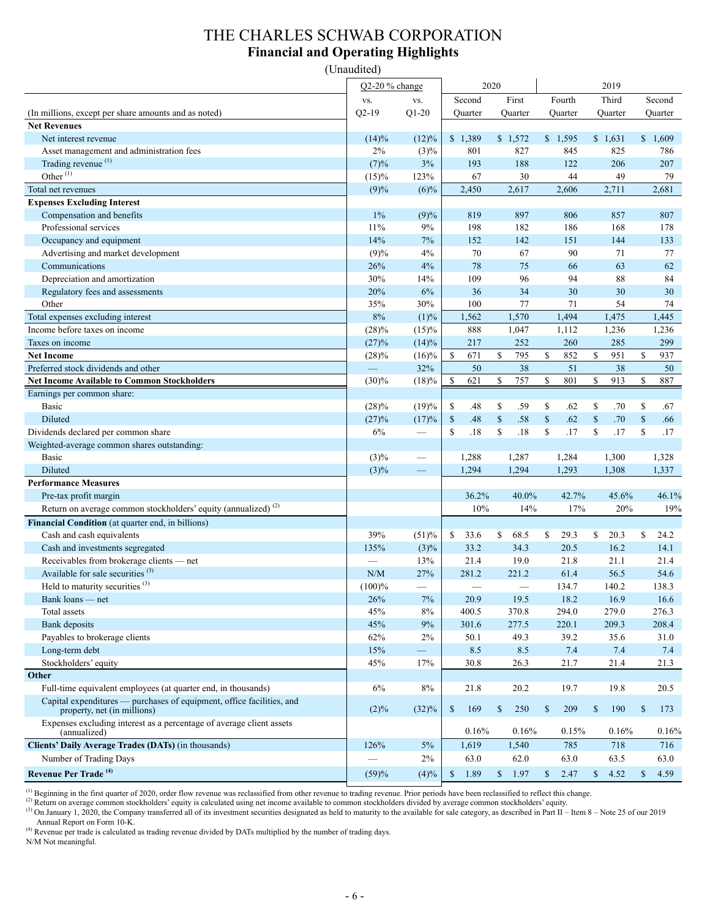# THE CHARLES SCHWAB CORPORATION

## Financial and Operating Highlights

(Unaudited)

| (In millions, except per share amounts and as noted) | Q2-20 % change vs. Q2-19 | Q2-20 % change vs. Q1-20 | 2020 Second Quarter | 2020 First Quarter | 2019 Fourth Quarter | 2019 Third Quarter | 2019 Second Quarter |
|---|---|---|---|---|---|---|---|
| **Net Revenues** | | | | | | | |
| Net interest revenue | (14)% | (12)% | $ 1,389 | $ 1,572 | $ 1,595 | $ 1,631 | $ 1,609 |
| Asset management and administration fees | 2% | (3)% | 801 | 827 | 845 | 825 | 786 |
| Trading revenue [1] | (7)% | 3% | 193 | 188 | 122 | 206 | 207 |
| Other [1] | (15)% | 123% | 67 | 30 | 44 | 49 | 79 |
| Total net revenues | (9)% | (6)% | 2,450 | 2,617 | 2,606 | 2,711 | 2,681 |
| **Expenses Excluding Interest** | | | | | | | |
| Compensation and benefits | 1% | (9)% | 819 | 897 | 806 | 857 | 807 |
| Professional services | 11% | 9% | 198 | 182 | 186 | 168 | 178 |
| Occupancy and equipment | 14% | 7% | 152 | 142 | 151 | 144 | 133 |
| Advertising and market development | (9)% | 4% | 70 | 67 | 90 | 71 | 77 |
| Communications | 26% | 4% | 78 | 75 | 66 | 63 | 62 |
| Depreciation and amortization | 30% | 14% | 109 | 96 | 94 | 88 | 84 |
| Regulatory fees and assessments | 20% | 6% | 36 | 34 | 30 | 30 | 30 |
| Other | 35% | 30% | 100 | 77 | 71 | 54 | 74 |
| Total expenses excluding interest | 8% | (1)% | 1,562 | 1,570 | 1,494 | 1,475 | 1,445 |
| Income before taxes on income | (28)% | (15)% | 888 | 1,047 | 1,112 | 1,236 | 1,236 |
| Taxes on income | (27)% | (14)% | 217 | 252 | 260 | 285 | 299 |
| **Net Income** | (28)% | (16)% | $ 671 | $ 795 | $ 852 | $ 951 | $ 937 |
| Preferred stock dividends and other | — | 32% | 50 | 38 | 51 | 38 | 50 |
| **Net Income Available to Common Stockholders** | (30)% | (18)% | $ 621 | $ 757 | $ 801 | $ 913 | $ 887 |
| Earnings per common share: | | | | | | | |
| Basic | (28)% | (19)% | $ .48 | $ .59 | $ .62 | $ .70 | $ .67 |
| Diluted | (27)% | (17)% | $ .48 | $ .58 | $ .62 | $ .70 | $ .66 |
| Dividends declared per common share | 6% | — | $ .18 | $ .18 | $ .17 | $ .17 | $ .17 |
| Weighted-average common shares outstanding: | | | | | | | |
| Basic | (3)% | — | 1,288 | 1,287 | 1,284 | 1,300 | 1,328 |
| Diluted | (3)% | — | 1,294 | 1,294 | 1,293 | 1,308 | 1,337 |
| **Performance Measures** | | | | | | | |
| Pre-tax profit margin | | | 36.2% | 40.0% | 42.7% | 45.6% | 46.1% |
| Return on average common stockholders' equity (annualized) [2] | | | 10% | 14% | 17% | 20% | 19% |
| **Financial Condition** (at quarter end, in billions) | | | | | | | |
| Cash and cash equivalents | 39% | (51)% | $ 33.6 | $ 68.5 | $ 29.3 | $ 20.3 | $ 24.2 |
| Cash and investments segregated | 135% | (3)% | 33.2 | 34.3 | 20.5 | 16.2 | 14.1 |
| Receivables from brokerage clients — net | — | 13% | 21.4 | 19.0 | 21.8 | 21.1 | 21.4 |
| Available for sale securities [3] | N/M | 27% | 281.2 | 221.2 | 61.4 | 56.5 | 54.6 |
| Held to maturity securities [3] | (100)% | — | — | — | 134.7 | 140.2 | 138.3 |
| Bank loans — net | 26% | 7% | 20.9 | 19.5 | 18.2 | 16.9 | 16.6 |
| Total assets | 45% | 8% | 400.5 | 370.8 | 294.0 | 279.0 | 276.3 |
| Bank deposits | 45% | 9% | 301.6 | 277.5 | 220.1 | 209.3 | 208.4 |
| Payables to brokerage clients | 62% | 2% | 50.1 | 49.3 | 39.2 | 35.6 | 31.0 |
| Long-term debt | 15% | — | 8.5 | 8.5 | 7.4 | 7.4 | 7.4 |
| Stockholders' equity | 45% | 17% | 30.8 | 26.3 | 21.7 | 21.4 | 21.3 |
| **Other** | | | | | | | |
| Full-time equivalent employees (at quarter end, in thousands) | 6% | 8% | 21.8 | 20.2 | 19.7 | 19.8 | 20.5 |
| Capital expenditures — purchases of equipment, office facilities, and property, net (in millions) | (2)% | (32)% | $ 169 | $ 250 | $ 209 | $ 190 | $ 173 |
| Expenses excluding interest as a percentage of average client assets (annualized) | | | 0.16% | 0.16% | 0.15% | 0.16% | 0.16% |
| **Clients' Daily Average Trades (DATs)** (in thousands) | 126% | 5% | 1,619 | 1,540 | 785 | 718 | 716 |
| Number of Trading Days | — | 2% | 63.0 | 62.0 | 63.0 | 63.5 | 63.0 |
| **Revenue Per Trade [4]** | (59)% | (4)% | $ 1.89 | $ 1.97 | $ 2.47 | $ 4.52 | $ 4.59 |

[1] Beginning in the first quarter of 2020, order flow revenue was reclassified from other revenue to trading revenue. Prior periods have been reclassified to reflect this change.

[2] Return on average common stockholders' equity is calculated using net income available to common stockholders divided by average common stockholders' equity.

[3] On January 1, 2020, the Company transferred all of its investment securities designated as held to maturity to the available for sale category, as described in Part II – Item 8 – Note 25 of our 2019 Annual Report on Form 10-K.

[4] Revenue per trade is calculated as trading revenue divided by DATs multiplied by the number of trading days.

N/M Not meaningful.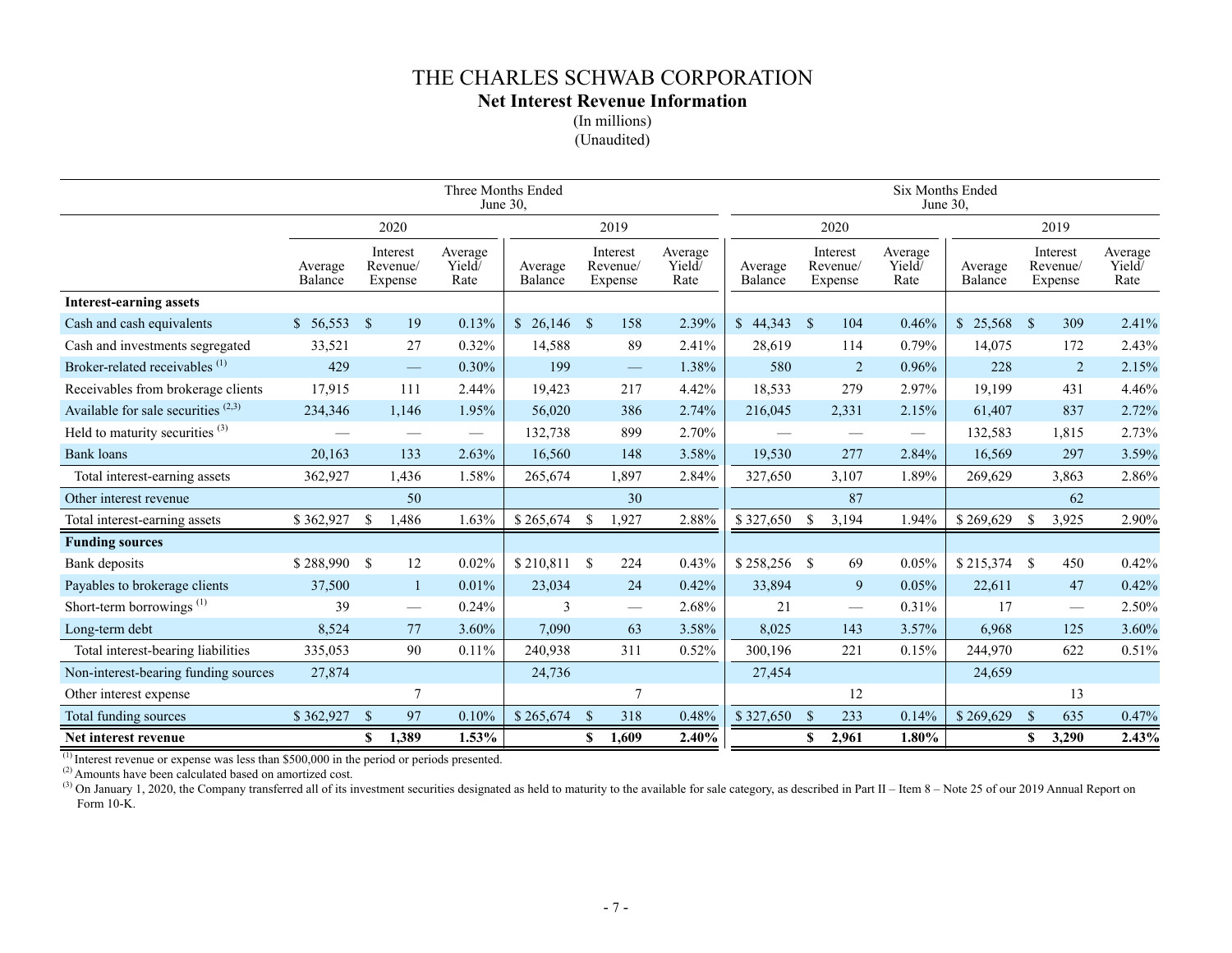# THE CHARLES SCHWAB CORPORATION

## Net Interest Revenue Information

(In millions)

(Unaudited)

| | Three Months Ended June 30, | | | | | | Six Months Ended June 30, | | | | | |
|---|---|---|---|---|---|---|---|---|---|---|---|---|
| | 2020 | | | 2019 | | | 2020 | | | 2019 | | |
| | Average Balance | Interest Revenue/ Expense | Average Yield/ Rate | Average Balance | Interest Revenue/ Expense | Average Yield/ Rate | Average Balance | Interest Revenue/ Expense | Average Yield/ Rate | Average Balance | Interest Revenue/ Expense | Average Yield/ Rate |
| **Interest-earning assets** | | | | | | | | | | | | |
| Cash and cash equivalents | $ 56,553 | $ 19 | 0.13% | $ 26,146 | $ 158 | 2.39% | $ 44,343 | $ 104 | 0.46% | $ 25,568 | $ 309 | 2.41% |
| Cash and investments segregated | 33,521 | 27 | 0.32% | 14,588 | 89 | 2.41% | 28,619 | 114 | 0.79% | 14,075 | 172 | 2.43% |
| Broker-related receivables [(1)] | 429 | — | 0.30% | 199 | — | 1.38% | 580 | 2 | 0.96% | 228 | 2 | 2.15% |
| Receivables from brokerage clients | 17,915 | 111 | 2.44% | 19,423 | 217 | 4.42% | 18,533 | 279 | 2.97% | 19,199 | 431 | 4.46% |
| Available for sale securities [(2,3)] | 234,346 | 1,146 | 1.95% | 56,020 | 386 | 2.74% | 216,045 | 2,331 | 2.15% | 61,407 | 837 | 2.72% |
| Held to maturity securities [(3)] | — | — | — | 132,738 | 899 | 2.70% | — | — | — | 132,583 | 1,815 | 2.73% |
| Bank loans | 20,163 | 133 | 2.63% | 16,560 | 148 | 3.58% | 19,530 | 277 | 2.84% | 16,569 | 297 | 3.59% |
| Total interest-earning assets | 362,927 | 1,436 | 1.58% | 265,674 | 1,897 | 2.84% | 327,650 | 3,107 | 1.89% | 269,629 | 3,863 | 2.86% |
| Other interest revenue | | 50 | | | 30 | | | 87 | | | 62 | |
| Total interest-earning assets | $ 362,927 | $ 1,486 | 1.63% | $ 265,674 | $ 1,927 | 2.88% | $ 327,650 | $ 3,194 | 1.94% | $ 269,629 | $ 3,925 | 2.90% |
| **Funding sources** | | | | | | | | | | | | |
| Bank deposits | $ 288,990 | $ 12 | 0.02% | $ 210,811 | $ 224 | 0.43% | $ 258,256 | $ 69 | 0.05% | $ 215,374 | $ 450 | 0.42% |
| Payables to brokerage clients | 37,500 | 1 | 0.01% | 23,034 | 24 | 0.42% | 33,894 | 9 | 0.05% | 22,611 | 47 | 0.42% |
| Short-term borrowings [(1)] | 39 | — | 0.24% | 3 | — | 2.68% | 21 | — | 0.31% | 17 | — | 2.50% |
| Long-term debt | 8,524 | 77 | 3.60% | 7,090 | 63 | 3.58% | 8,025 | 143 | 3.57% | 6,968 | 125 | 3.60% |
| Total interest-bearing liabilities | 335,053 | 90 | 0.11% | 240,938 | 311 | 0.52% | 300,196 | 221 | 0.15% | 244,970 | 622 | 0.51% |
| Non-interest-bearing funding sources | 27,874 | | | 24,736 | | | 27,454 | | | 24,659 | | |
| Other interest expense | | 7 | | | 7 | | | 12 | | | 13 | |
| Total funding sources | $ 362,927 | $ 97 | 0.10% | $ 265,674 | $ 318 | 0.48% | $ 327,650 | $ 233 | 0.14% | $ 269,629 | $ 635 | 0.47% |
| **Net interest revenue** | | **$ 1,389** | **1.53%** | | **$ 1,609** | **2.40%** | | **$ 2,961** | **1.80%** | | **$ 3,290** | **2.43%** |

(1) Interest revenue or expense was less than $500,000 in the period or periods presented.

(2) Amounts have been calculated based on amortized cost.

(3) On January 1, 2020, the Company transferred all of its investment securities designated as held to maturity to the available for sale category, as described in Part II – Item 8 – Note 25 of our 2019 Annual Report on Form 10-K.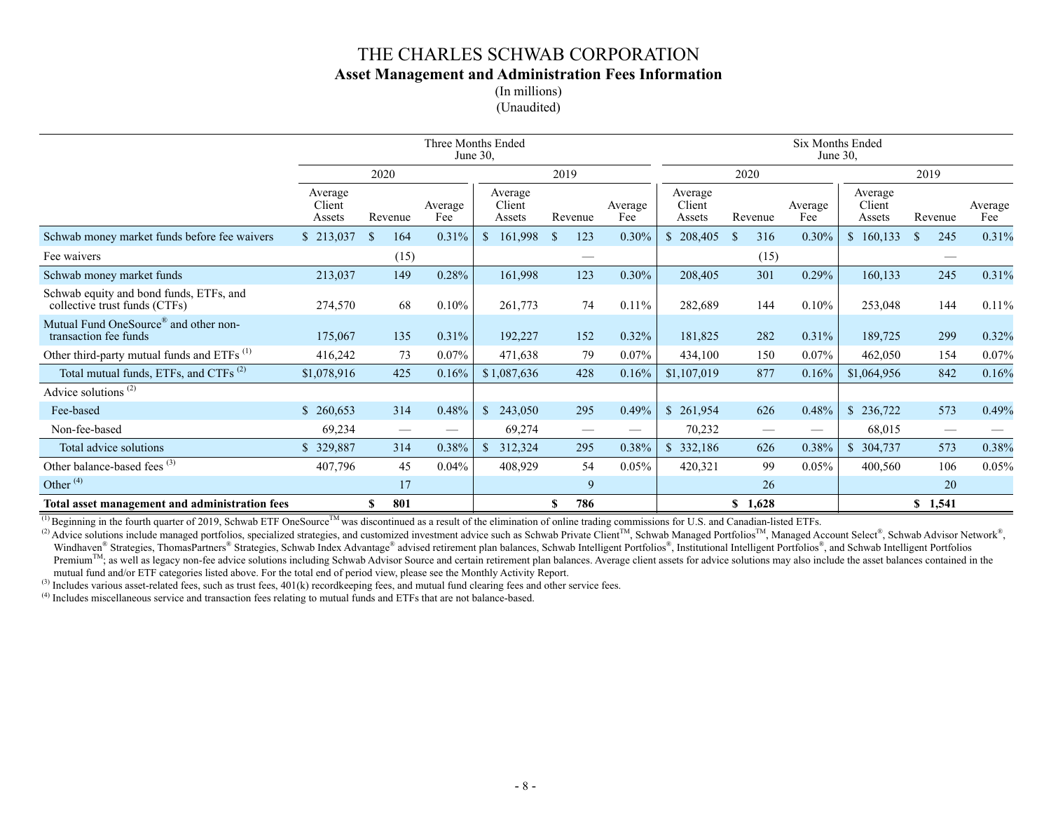# THE CHARLES SCHWAB CORPORATION

## Asset Management and Administration Fees Information

(In millions)

(Unaudited)

| | Three Months Ended June 30, | | | | | | Six Months Ended June 30, | | | | | |
|---|---|---|---|---|---|---|---|---|---|---|---|---|
| | 2020 | | | 2019 | | | 2020 | | | 2019 | | |
| | Average Client Assets | Revenue | Average Fee | Average Client Assets | Revenue | Average Fee | Average Client Assets | Revenue | Average Fee | Average Client Assets | Revenue | Average Fee |
| Schwab money market funds before fee waivers | $ 213,037 | $ 164 | 0.31% | $ 161,998 | $ 123 | 0.30% | $ 208,405 | $ 316 | 0.30% | $ 160,133 | $ 245 | 0.31% |
| Fee waivers | | (15) | | | — | | | (15) | | | — | |
| Schwab money market funds | 213,037 | 149 | 0.28% | 161,998 | 123 | 0.30% | 208,405 | 301 | 0.29% | 160,133 | 245 | 0.31% |
| Schwab equity and bond funds, ETFs, and collective trust funds (CTFs) | 274,570 | 68 | 0.10% | 261,773 | 74 | 0.11% | 282,689 | 144 | 0.10% | 253,048 | 144 | 0.11% |
| Mutual Fund OneSource® and other non-transaction fee funds | 175,067 | 135 | 0.31% | 192,227 | 152 | 0.32% | 181,825 | 282 | 0.31% | 189,725 | 299 | 0.32% |
| Other third-party mutual funds and ETFs (1) | 416,242 | 73 | 0.07% | 471,638 | 79 | 0.07% | 434,100 | 150 | 0.07% | 462,050 | 154 | 0.07% |
| Total mutual funds, ETFs, and CTFs (2) | $1,078,916 | 425 | 0.16% | $ 1,087,636 | 428 | 0.16% | $1,107,019 | 877 | 0.16% | $1,064,956 | 842 | 0.16% |
| Advice solutions (2) | | | | | | | | | | | | |
| Fee-based | $ 260,653 | 314 | 0.48% | $ 243,050 | 295 | 0.49% | $ 261,954 | 626 | 0.48% | $ 236,722 | 573 | 0.49% |
| Non-fee-based | 69,234 | — | — | 69,274 | — | — | 70,232 | — | — | 68,015 | — | — |
| Total advice solutions | $ 329,887 | 314 | 0.38% | $ 312,324 | 295 | 0.38% | $ 332,186 | 626 | 0.38% | $ 304,737 | 573 | 0.38% |
| Other balance-based fees (3) | 407,796 | 45 | 0.04% | 408,929 | 54 | 0.05% | 420,321 | 99 | 0.05% | 400,560 | 106 | 0.05% |
| Other (4) | | 17 | | | 9 | | | 26 | | | 20 | |
| **Total asset management and administration fees** | | **$ 801** | | | **$ 786** | | | **$ 1,628** | | | **$ 1,541** | |

(1) Beginning in the fourth quarter of 2019, Schwab ETF OneSource™ was discontinued as a result of the elimination of online trading commissions for U.S. and Canadian-listed ETFs.

(2) Advice solutions include managed portfolios, specialized strategies, and customized investment advice such as Schwab Private Client™, Schwab Managed Portfolios™, Managed Account Select®, Schwab Advisor Network®, Windhaven® Strategies, ThomasPartners® Strategies, Schwab Index Advantage® advised retirement plan balances, Schwab Intelligent Portfolios®, Institutional Intelligent Portfolios®, and Schwab Intelligent Portfolios Premium™; as well as legacy non-fee advice solutions including Schwab Advisor Source and certain retirement plan balances. Average client assets for advice solutions may also include the asset balances contained in the mutual fund and/or ETF categories listed above. For the total end of period view, please see the Monthly Activity Report.

(3) Includes various asset-related fees, such as trust fees, 401(k) recordkeeping fees, and mutual fund clearing fees and other service fees.

(4) Includes miscellaneous service and transaction fees relating to mutual funds and ETFs that are not balance-based.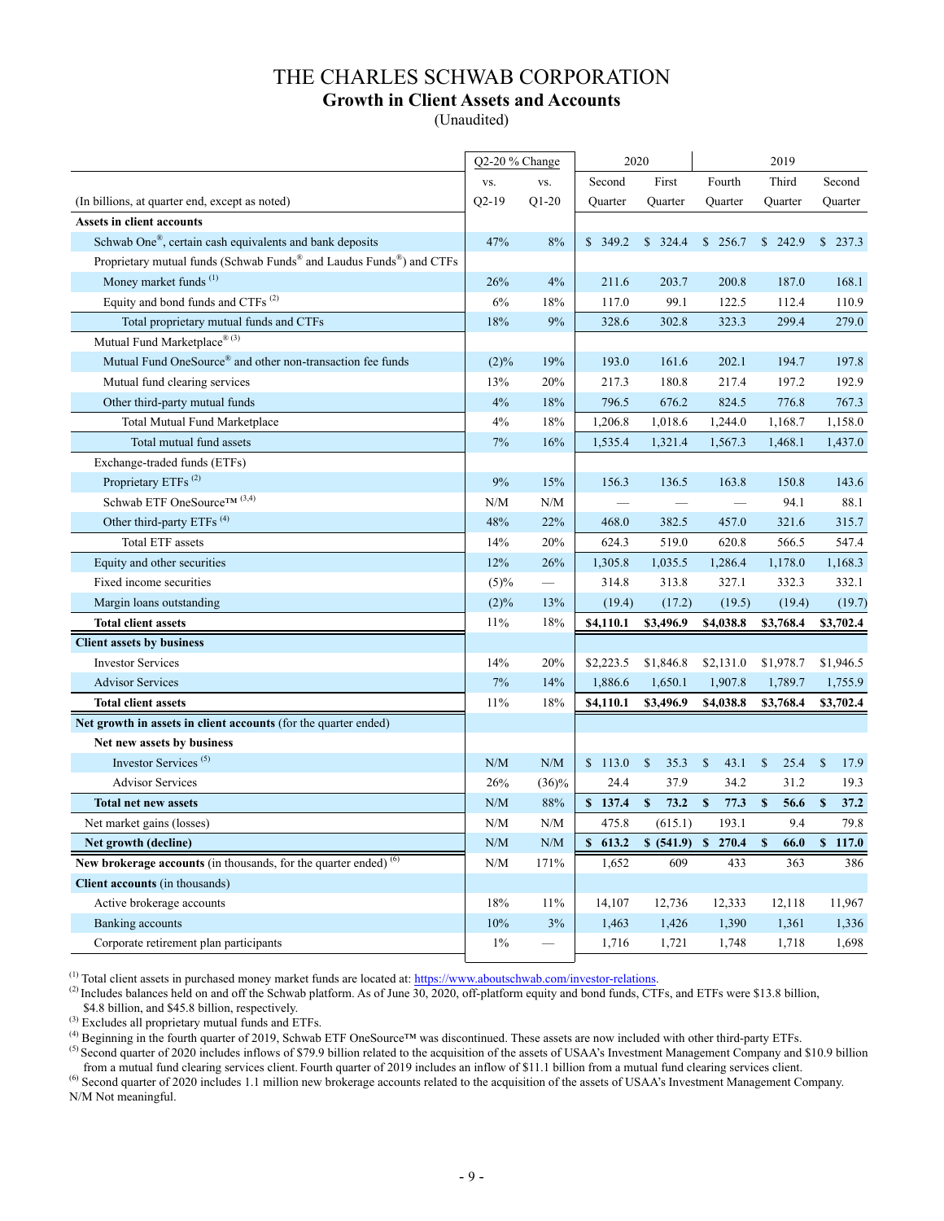# THE CHARLES SCHWAB CORPORATION
## Growth in Client Assets and Accounts
(Unaudited)

| (In billions, at quarter end, except as noted) | Q2-20 % Change vs. Q2-19 | Q2-20 % Change vs. Q1-20 | 2020 Second Quarter | 2020 First Quarter | 2019 Fourth Quarter | 2019 Third Quarter | 2019 Second Quarter |
|---|---|---|---|---|---|---|---|
| **Assets in client accounts** | | | | | | | |
| Schwab One®, certain cash equivalents and bank deposits | 47% | 8% | $ 349.2 | $ 324.4 | $ 256.7 | $ 242.9 | $ 237.3 |
| Proprietary mutual funds (Schwab Funds® and Laudus Funds®) and CTFs | | | | | | | |
| Money market funds [1] | 26% | 4% | 211.6 | 203.7 | 200.8 | 187.0 | 168.1 |
| Equity and bond funds and CTFs [2] | 6% | 18% | 117.0 | 99.1 | 122.5 | 112.4 | 110.9 |
| Total proprietary mutual funds and CTFs | 18% | 9% | 328.6 | 302.8 | 323.3 | 299.4 | 279.0 |
| Mutual Fund Marketplace® [3] | | | | | | | |
| Mutual Fund OneSource® and other non-transaction fee funds | (2)% | 19% | 193.0 | 161.6 | 202.1 | 194.7 | 197.8 |
| Mutual fund clearing services | 13% | 20% | 217.3 | 180.8 | 217.4 | 197.2 | 192.9 |
| Other third-party mutual funds | 4% | 18% | 796.5 | 676.2 | 824.5 | 776.8 | 767.3 |
| Total Mutual Fund Marketplace | 4% | 18% | 1,206.8 | 1,018.6 | 1,244.0 | 1,168.7 | 1,158.0 |
| Total mutual fund assets | 7% | 16% | 1,535.4 | 1,321.4 | 1,567.3 | 1,468.1 | 1,437.0 |
| Exchange-traded funds (ETFs) | | | | | | | |
| Proprietary ETFs [2] | 9% | 15% | 156.3 | 136.5 | 163.8 | 150.8 | 143.6 |
| Schwab ETF OneSource™ [3,4] | N/M | N/M | — | — | — | 94.1 | 88.1 |
| Other third-party ETFs [4] | 48% | 22% | 468.0 | 382.5 | 457.0 | 321.6 | 315.7 |
| Total ETF assets | 14% | 20% | 624.3 | 519.0 | 620.8 | 566.5 | 547.4 |
| Equity and other securities | 12% | 26% | 1,305.8 | 1,035.5 | 1,286.4 | 1,178.0 | 1,168.3 |
| Fixed income securities | (5)% | — | 314.8 | 313.8 | 327.1 | 332.3 | 332.1 |
| Margin loans outstanding | (2)% | 13% | (19.4) | (17.2) | (19.5) | (19.4) | (19.7) |
| **Total client assets** | 11% | 18% | **$4,110.1** | **$3,496.9** | **$4,038.8** | **$3,768.4** | **$3,702.4** |
| **Client assets by business** | | | | | | | |
| Investor Services | 14% | 20% | $2,223.5 | $1,846.8 | $2,131.0 | $1,978.7 | $1,946.5 |
| Advisor Services | 7% | 14% | 1,886.6 | 1,650.1 | 1,907.8 | 1,789.7 | 1,755.9 |
| **Total client assets** | 11% | 18% | **$4,110.1** | **$3,496.9** | **$4,038.8** | **$3,768.4** | **$3,702.4** |
| **Net growth in assets in client accounts** (for the quarter ended) | | | | | | | |
| **Net new assets by business** | | | | | | | |
| Investor Services [5] | N/M | N/M | $ 113.0 | $ 35.3 | $ 43.1 | $ 25.4 | $ 17.9 |
| Advisor Services | 26% | (36)% | 24.4 | 37.9 | 34.2 | 31.2 | 19.3 |
| **Total net new assets** | N/M | 88% | **$ 137.4** | **$ 73.2** | **$ 77.3** | **$ 56.6** | **$ 37.2** |
| Net market gains (losses) | N/M | N/M | 475.8 | (615.1) | 193.1 | 9.4 | 79.8 |
| **Net growth (decline)** | N/M | N/M | **$ 613.2** | **$ (541.9)** | **$ 270.4** | **$ 66.0** | **$ 117.0** |
| **New brokerage accounts** (in thousands, for the quarter ended) [6] | N/M | 171% | 1,652 | 609 | 433 | 363 | 386 |
| **Client accounts** (in thousands) | | | | | | | |
| Active brokerage accounts | 18% | 11% | 14,107 | 12,736 | 12,333 | 12,118 | 11,967 |
| Banking accounts | 10% | 3% | 1,463 | 1,426 | 1,390 | 1,361 | 1,336 |
| Corporate retirement plan participants | 1% | — | 1,716 | 1,721 | 1,748 | 1,718 | 1,698 |

[1] Total client assets in purchased money market funds are located at: https://www.aboutschwab.com/investor-relations.

[2] Includes balances held on and off the Schwab platform. As of June 30, 2020, off-platform equity and bond funds, CTFs, and ETFs were $13.8 billion, $4.8 billion, and $45.8 billion, respectively.

[3] Excludes all proprietary mutual funds and ETFs.

[4] Beginning in the fourth quarter of 2019, Schwab ETF OneSource™ was discontinued. These assets are now included with other third-party ETFs.

[5] Second quarter of 2020 includes inflows of $79.9 billion related to the acquisition of the assets of USAA's Investment Management Company and $10.9 billion from a mutual fund clearing services client. Fourth quarter of 2019 includes an inflow of $11.1 billion from a mutual fund clearing services client.

[6] Second quarter of 2020 includes 1.1 million new brokerage accounts related to the acquisition of the assets of USAA's Investment Management Company.

N/M Not meaningful.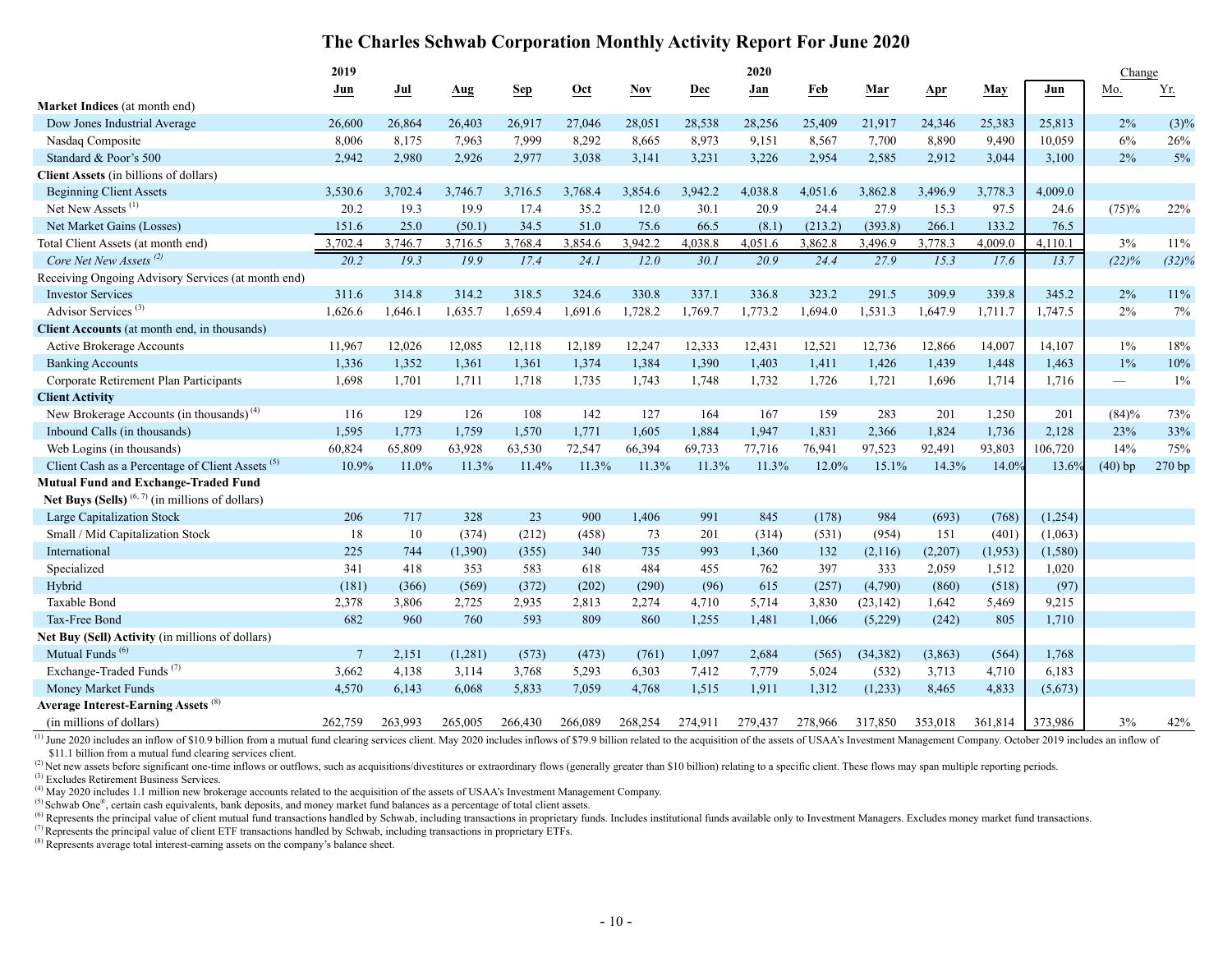# The Charles Schwab Corporation Monthly Activity Report For June 2020

| | 2019 | | | | | | | 2020 | | | | | | Change | |
|---|---|---|---|---|---|---|---|---|---|---|---|---|---|---|---|
| | Jun | Jul | Aug | Sep | Oct | Nov | Dec | Jan | Feb | Mar | Apr | May | Jun | Mo. | Yr. |
| **Market Indices** (at month end) | | | | | | | | | | | | | | | |
| Dow Jones Industrial Average | 26,600 | 26,864 | 26,403 | 26,917 | 27,046 | 28,051 | 28,538 | 28,256 | 25,409 | 21,917 | 24,346 | 25,383 | 25,813 | 2% | (3)% |
| Nasdaq Composite | 8,006 | 8,175 | 7,963 | 7,999 | 8,292 | 8,665 | 8,973 | 9,151 | 8,567 | 7,700 | 8,890 | 9,490 | 10,059 | 6% | 26% |
| Standard & Poor's 500 | 2,942 | 2,980 | 2,926 | 2,977 | 3,038 | 3,141 | 3,231 | 3,226 | 2,954 | 2,585 | 2,912 | 3,044 | 3,100 | 2% | 5% |
| **Client Assets** (in billions of dollars) | | | | | | | | | | | | | | | |
| Beginning Client Assets | 3,530.6 | 3,702.4 | 3,746.7 | 3,716.5 | 3,768.4 | 3,854.6 | 3,942.2 | 4,038.8 | 4,051.6 | 3,862.8 | 3,496.9 | 3,778.3 | 4,009.0 | | |
| Net New Assets [1] | 20.2 | 19.3 | 19.9 | 17.4 | 35.2 | 12.0 | 30.1 | 20.9 | 24.4 | 27.9 | 15.3 | 97.5 | 24.6 | (75)% | 22% |
| Net Market Gains (Losses) | 151.6 | 25.0 | (50.1) | 34.5 | 51.0 | 75.6 | 66.5 | (8.1) | (213.2) | (393.8) | 266.1 | 133.2 | 76.5 | | |
| Total Client Assets (at month end) | 3,702.4 | 3,746.7 | 3,716.5 | 3,768.4 | 3,854.6 | 3,942.2 | 4,038.8 | 4,051.6 | 3,862.8 | 3,496.9 | 3,778.3 | 4,009.0 | 4,110.1 | 3% | 11% |
| *Core Net New Assets* [2] | *20.2* | *19.3* | *19.9* | *17.4* | *24.1* | *12.0* | *30.1* | *20.9* | *24.4* | *27.9* | *15.3* | *17.6* | *13.7* | *(22)%* | *(32)%* |
| Receiving Ongoing Advisory Services (at month end) | | | | | | | | | | | | | | | |
| Investor Services | 311.6 | 314.8 | 314.2 | 318.5 | 324.6 | 330.8 | 337.1 | 336.8 | 323.2 | 291.5 | 309.9 | 339.8 | 345.2 | 2% | 11% |
| Advisor Services [3] | 1,626.6 | 1,646.1 | 1,635.7 | 1,659.4 | 1,691.6 | 1,728.2 | 1,769.7 | 1,773.2 | 1,694.0 | 1,531.3 | 1,647.9 | 1,711.7 | 1,747.5 | 2% | 7% |
| **Client Accounts** (at month end, in thousands) | | | | | | | | | | | | | | | |
| Active Brokerage Accounts | 11,967 | 12,026 | 12,085 | 12,118 | 12,189 | 12,247 | 12,333 | 12,431 | 12,521 | 12,736 | 12,866 | 14,007 | 14,107 | 1% | 18% |
| Banking Accounts | 1,336 | 1,352 | 1,361 | 1,361 | 1,374 | 1,384 | 1,390 | 1,403 | 1,411 | 1,426 | 1,439 | 1,448 | 1,463 | 1% | 10% |
| Corporate Retirement Plan Participants | 1,698 | 1,701 | 1,711 | 1,718 | 1,735 | 1,743 | 1,748 | 1,732 | 1,726 | 1,721 | 1,696 | 1,714 | 1,716 | — | 1% |
| **Client Activity** | | | | | | | | | | | | | | | |
| New Brokerage Accounts (in thousands) [4] | 116 | 129 | 126 | 108 | 142 | 127 | 164 | 167 | 159 | 283 | 201 | 1,250 | 201 | (84)% | 73% |
| Inbound Calls (in thousands) | 1,595 | 1,773 | 1,759 | 1,570 | 1,771 | 1,605 | 1,884 | 1,947 | 1,831 | 2,366 | 1,824 | 1,736 | 2,128 | 23% | 33% |
| Web Logins (in thousands) | 60,824 | 65,809 | 63,928 | 63,530 | 72,547 | 66,394 | 69,733 | 77,716 | 76,941 | 97,523 | 92,491 | 93,803 | 106,720 | 14% | 75% |
| Client Cash as a Percentage of Client Assets [5] | 10.9% | 11.0% | 11.3% | 11.4% | 11.3% | 11.3% | 11.3% | 11.3% | 12.0% | 15.1% | 14.3% | 14.0% | 13.6% | (40) bp | 270 bp |
| **Mutual Fund and Exchange-Traded Fund Net Buys (Sells)** [6, 7] (in millions of dollars) | | | | | | | | | | | | | | | |
| Large Capitalization Stock | 206 | 717 | 328 | 23 | 900 | 1,406 | 991 | 845 | (178) | 984 | (693) | (768) | (1,254) | | |
| Small / Mid Capitalization Stock | 18 | 10 | (374) | (212) | (458) | 73 | 201 | (314) | (531) | (954) | 151 | (401) | (1,063) | | |
| International | 225 | 744 | (1,390) | (355) | 340 | 735 | 993 | 1,360 | 132 | (2,116) | (2,207) | (1,953) | (1,580) | | |
| Specialized | 341 | 418 | 353 | 583 | 618 | 484 | 455 | 762 | 397 | 333 | 2,059 | 1,512 | 1,020 | | |
| Hybrid | (181) | (366) | (569) | (372) | (202) | (290) | (96) | 615 | (257) | (4,790) | (860) | (518) | (97) | | |
| Taxable Bond | 2,378 | 3,806 | 2,725 | 2,935 | 2,813 | 2,274 | 4,710 | 5,714 | 3,830 | (23,142) | 1,642 | 5,469 | 9,215 | | |
| Tax-Free Bond | 682 | 960 | 760 | 593 | 809 | 860 | 1,255 | 1,481 | 1,066 | (5,229) | (242) | 805 | 1,710 | | |
| **Net Buy (Sell) Activity** (in millions of dollars) | | | | | | | | | | | | | | | |
| Mutual Funds [6] | 7 | 2,151 | (1,281) | (573) | (473) | (761) | 1,097 | 2,684 | (565) | (34,382) | (3,863) | (564) | 1,768 | | |
| Exchange-Traded Funds [7] | 3,662 | 4,138 | 3,114 | 3,768 | 5,293 | 6,303 | 7,412 | 7,779 | 5,024 | (532) | 3,713 | 4,710 | 6,183 | | |
| Money Market Funds | 4,570 | 6,143 | 6,068 | 5,833 | 7,059 | 4,768 | 1,515 | 1,911 | 1,312 | (1,233) | 8,465 | 4,833 | (5,673) | | |
| **Average Interest-Earning Assets** [8] (in millions of dollars) | 262,759 | 263,993 | 265,005 | 266,430 | 266,089 | 268,254 | 274,911 | 279,437 | 278,966 | 317,850 | 353,018 | 361,814 | 373,986 | 3% | 42% |

[1] June 2020 includes an inflow of $10.9 billion from a mutual fund clearing services client. May 2020 includes inflows of $79.9 billion related to the acquisition of the assets of USAA's Investment Management Company. October 2019 includes an inflow of $11.1 billion from a mutual fund clearing services client.

[2] Net new assets before significant one-time inflows or outflows, such as acquisitions/divestitures or extraordinary flows (generally greater than $10 billion) relating to a specific client. These flows may span multiple reporting periods.

[3] Excludes Retirement Business Services.

[4] May 2020 includes 1.1 million new brokerage accounts related to the acquisition of the assets of USAA's Investment Management Company.

[5] Schwab One®, certain cash equivalents, bank deposits, and money market fund balances as a percentage of total client assets.

[6] Represents the principal value of client mutual fund transactions handled by Schwab, including transactions in proprietary funds. Includes institutional funds available only to Investment Managers. Excludes money market fund transactions.

[7] Represents the principal value of client ETF transactions handled by Schwab, including transactions in proprietary ETFs.

[8] Represents average total interest-earning assets on the company's balance sheet.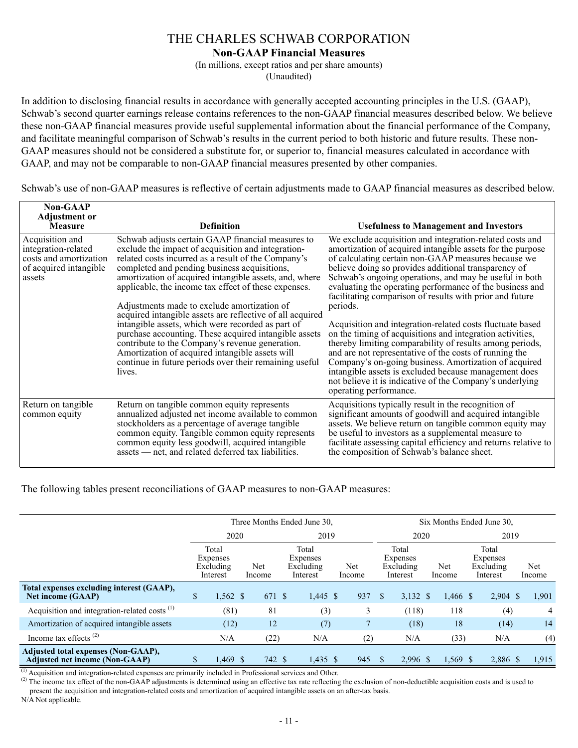# THE CHARLES SCHWAB CORPORATION

## Non-GAAP Financial Measures

(In millions, except ratios and per share amounts)
(Unaudited)

In addition to disclosing financial results in accordance with generally accepted accounting principles in the U.S. (GAAP), Schwab's second quarter earnings release contains references to the non-GAAP financial measures described below. We believe these non-GAAP financial measures provide useful supplemental information about the financial performance of the Company, and facilitate meaningful comparison of Schwab's results in the current period to both historic and future results. These non-GAAP measures should not be considered a substitute for, or superior to, financial measures calculated in accordance with GAAP, and may not be comparable to non-GAAP financial measures presented by other companies.

Schwab's use of non-GAAP measures is reflective of certain adjustments made to GAAP financial measures as described below.

| Non-GAAP Adjustment or Measure | Definition | Usefulness to Management and Investors |
|---|---|---|
| Acquisition and integration-related costs and amortization of acquired intangible assets | Schwab adjusts certain GAAP financial measures to exclude the impact of acquisition and integration-related costs incurred as a result of the Company's completed and pending business acquisitions, amortization of acquired intangible assets, and, where applicable, the income tax effect of these expenses.<br><br>Adjustments made to exclude amortization of acquired intangible assets are reflective of all acquired intangible assets, which were recorded as part of purchase accounting. These acquired intangible assets contribute to the Company's revenue generation. Amortization of acquired intangible assets will continue in future periods over their remaining useful lives. | We exclude acquisition and integration-related costs and amortization of acquired intangible assets for the purpose of calculating certain non-GAAP measures because we believe doing so provides additional transparency of Schwab's ongoing operations, and may be useful in both evaluating the operating performance of the business and facilitating comparison of results with prior and future periods.<br><br>Acquisition and integration-related costs fluctuate based on the timing of acquisitions and integration activities, thereby limiting comparability of results among periods, and are not representative of the costs of running the Company's on-going business. Amortization of acquired intangible assets is excluded because management does not believe it is indicative of the Company's underlying operating performance. |
| Return on tangible common equity | Return on tangible common equity represents annualized adjusted net income available to common stockholders as a percentage of average tangible common equity. Tangible common equity represents common equity less goodwill, acquired intangible assets — net, and related deferred tax liabilities. | Acquisitions typically result in the recognition of significant amounts of goodwill and acquired intangible assets. We believe return on tangible common equity may be useful to investors as a supplemental measure to facilitate assessing capital efficiency and returns relative to the composition of Schwab's balance sheet. |

The following tables present reconciliations of GAAP measures to non-GAAP measures:

| | Three Months Ended June 30, | | | | Six Months Ended June 30, | | | |
|---|---|---|---|---|---|---|---|---|
| | 2020 | | 2019 | | 2020 | | 2019 | |
| | Total Expenses Excluding Interest | Net Income | Total Expenses Excluding Interest | Net Income | Total Expenses Excluding Interest | Net Income | Total Expenses Excluding Interest | Net Income |
| **Total expenses excluding interest (GAAP), Net income (GAAP)** | $ 1,562 | $ 671 | $ 1,445 | $ 937 | $ 3,132 | $ 1,466 | $ 2,904 | $ 1,901 |
| Acquisition and integration-related costs [1] | (81) | 81 | (3) | 3 | (118) | 118 | (4) | 4 |
| Amortization of acquired intangible assets | (12) | 12 | (7) | 7 | (18) | 18 | (14) | 14 |
| Income tax effects [2] | N/A | (22) | N/A | (2) | N/A | (33) | N/A | (4) |
| **Adjusted total expenses (Non-GAAP), Adjusted net income (Non-GAAP)** | $ 1,469 | $ 742 | $ 1,435 | $ 945 | $ 2,996 | $ 1,569 | $ 2,886 | $ 1,915 |

[1] Acquisition and integration-related expenses are primarily included in Professional services and Other.

[2] The income tax effect of the non-GAAP adjustments is determined using an effective tax rate reflecting the exclusion of non-deductible acquisition costs and is used to present the acquisition and integration-related costs and amortization of acquired intangible assets on an after-tax basis.

N/A Not applicable.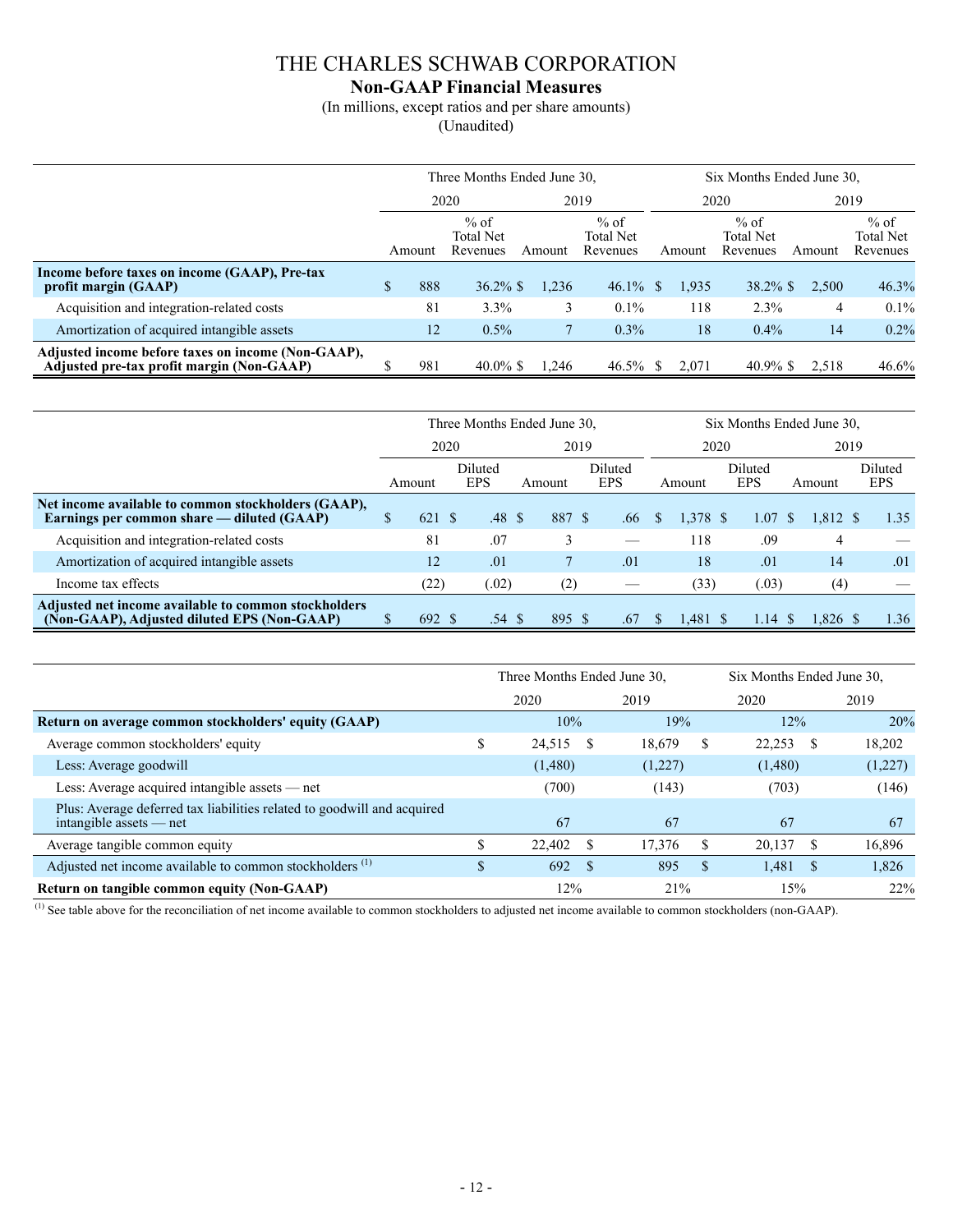# THE CHARLES SCHWAB CORPORATION

## Non-GAAP Financial Measures

(In millions, except ratios and per share amounts)

(Unaudited)

| | Three Months Ended June 30, | | | | Six Months Ended June 30, | | | |
|---|---|---|---|---|---|---|---|---|
| | 2020 | | 2019 | | 2020 | | 2019 | |
| | Amount | % of Total Net Revenues | Amount | % of Total Net Revenues | Amount | % of Total Net Revenues | Amount | % of Total Net Revenues |
| **Income before taxes on income (GAAP), Pre-tax profit margin (GAAP)** | $ 888 | 36.2% | $ 1,236 | 46.1% | $ 1,935 | 38.2% | $ 2,500 | 46.3% |
| Acquisition and integration-related costs | 81 | 3.3% | 3 | 0.1% | 118 | 2.3% | 4 | 0.1% |
| Amortization of acquired intangible assets | 12 | 0.5% | 7 | 0.3% | 18 | 0.4% | 14 | 0.2% |
| **Adjusted income before taxes on income (Non-GAAP), Adjusted pre-tax profit margin (Non-GAAP)** | $ 981 | 40.0% | $ 1,246 | 46.5% | $ 2,071 | 40.9% | $ 2,518 | 46.6% |

| | Three Months Ended June 30, | | | | Six Months Ended June 30, | | | |
|---|---|---|---|---|---|---|---|---|
| | 2020 | | 2019 | | 2020 | | 2019 | |
| | Amount | Diluted EPS | Amount | Diluted EPS | Amount | Diluted EPS | Amount | Diluted EPS |
| **Net income available to common stockholders (GAAP), Earnings per common share — diluted (GAAP)** | $ 621 | $ .48 | $ 887 | $ .66 | $ 1,378 | $ 1.07 | $ 1,812 | $ 1.35 |
| Acquisition and integration-related costs | 81 | .07 | 3 | — | 118 | .09 | 4 | — |
| Amortization of acquired intangible assets | 12 | .01 | 7 | .01 | 18 | .01 | 14 | .01 |
| Income tax effects | (22) | (.02) | (2) | — | (33) | (.03) | (4) | — |
| **Adjusted net income available to common stockholders (Non-GAAP), Adjusted diluted EPS (Non-GAAP)** | $ 692 | $ .54 | $ 895 | $ .67 | $ 1,481 | $ 1.14 | $ 1,826 | $ 1.36 |

| | Three Months Ended June 30, | | Six Months Ended June 30, | |
|---|---|---|---|---|
| | 2020 | 2019 | 2020 | 2019 |
| **Return on average common stockholders' equity (GAAP)** | 10% | 19% | 12% | 20% |
| Average common stockholders' equity | $ 24,515 | $ 18,679 | $ 22,253 | $ 18,202 |
| Less: Average goodwill | (1,480) | (1,227) | (1,480) | (1,227) |
| Less: Average acquired intangible assets — net | (700) | (143) | (703) | (146) |
| Plus: Average deferred tax liabilities related to goodwill and acquired intangible assets — net | 67 | 67 | 67 | 67 |
| Average tangible common equity | $ 22,402 | $ 17,376 | $ 20,137 | $ 16,896 |
| Adjusted net income available to common stockholders [(1)] | $ 692 | $ 895 | $ 1,481 | $ 1,826 |
| **Return on tangible common equity (Non-GAAP)** | 12% | 21% | 15% | 22% |

[(1)] See table above for the reconciliation of net income available to common stockholders to adjusted net income available to common stockholders (non-GAAP).